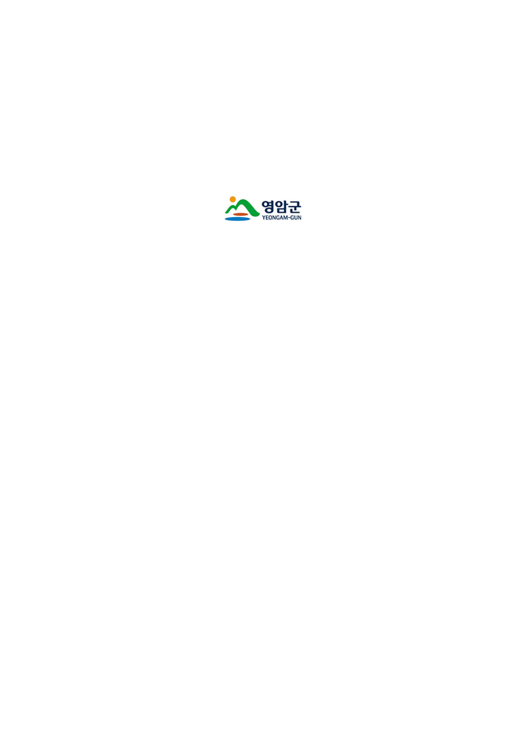영암군

YEONGAM-GUN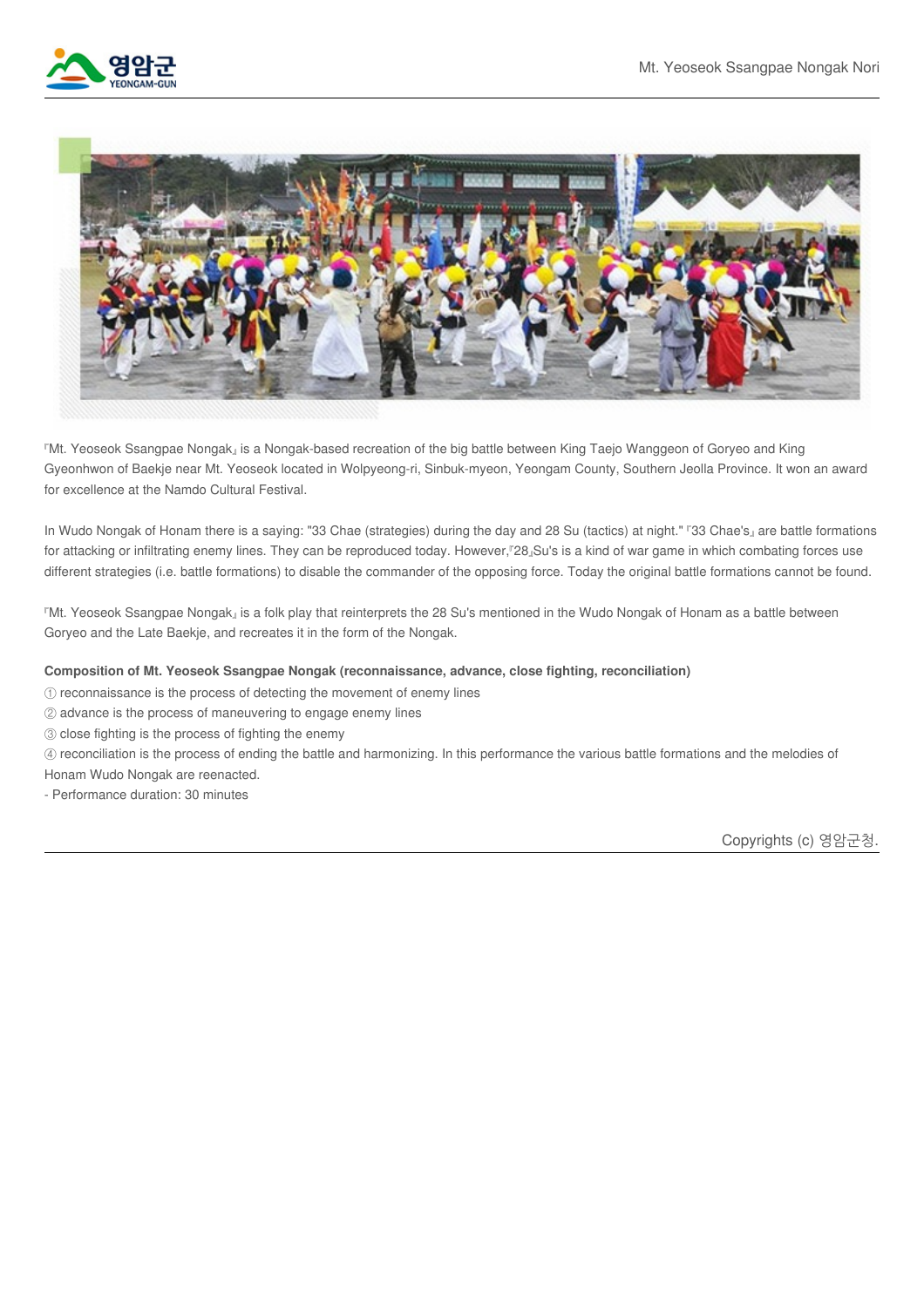『Mt. Yeoseok Ssangpae Nongak』 is a Nongak-based recreation of the big battle between King Taejo Wanggeon of Goryeo and King Gyeonhwon of Baekje near Mt. Yeoseok located in Wolpyeong-ri, Sinbuk-myeon, Yeongam County, Southern Jeolla Province. It won an award for excellence at the Namdo Cultural Festival.

In Wudo Nongak of Honam there is a saying: "33 Chae (strategies) during the day and 28 Su (tactics) at night." 『33 Chae's』 are battle formations for attacking or infiltrating enemy lines. They can be reproduced today. However,『28』Su's is a kind of war game in which combating forces use different strategies (i.e. battle formations) to disable the commander of the opposing force. Today the original battle formations cannot be found.

『Mt. Yeoseok Ssangpae Nongak』 is a folk play that reinterprets the 28 Su's mentioned in the Wudo Nongak of Honam as a battle between Goryeo and the Late Baekje, and recreates it in the form of the Nongak.

**Composition of Mt. Yeoseok Ssangpae Nongak (reconnaissance, advance, close fighting, reconciliation)**

① reconnaissance is the process of detecting the movement of enemy lines
② advance is the process of maneuvering to engage enemy lines
③ close fighting is the process of fighting the enemy
④ reconciliation is the process of ending the battle and harmonizing. In this performance the various battle formations and the melodies of Honam Wudo Nongak are reenacted.

- Performance duration: 30 minutes